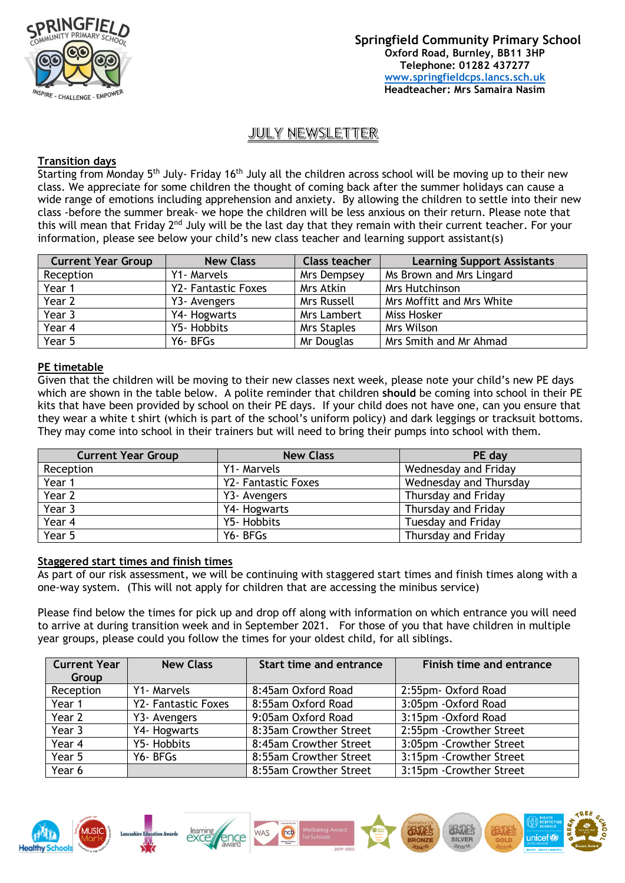**Springfield Community Primary School**
**Oxford Road, Burnley, BB11 3HP**
**Telephone: 01282 437277**
**www.springfieldcps.lancs.sch.uk**
**Headteacher: Mrs Samaira Nasim**

# JULY NEWSLETTER

## Transition days

Starting from Monday 5th July- Friday 16th July all the children across school will be moving up to their new class. We appreciate for some children the thought of coming back after the summer holidays can cause a wide range of emotions including apprehension and anxiety. By allowing the children to settle into their new class -before the summer break- we hope the children will be less anxious on their return. Please note that this will mean that Friday 2nd July will be the last day that they remain with their current teacher. For your information, please see below your child's new class teacher and learning support assistant(s)

| Current Year Group | New Class | Class teacher | Learning Support Assistants |
|---|---|---|---|
| Reception | Y1- Marvels | Mrs Dempsey | Ms Brown and Mrs Lingard |
| Year 1 | Y2- Fantastic Foxes | Mrs Atkin | Mrs Hutchinson |
| Year 2 | Y3- Avengers | Mrs Russell | Mrs Moffitt and Mrs White |
| Year 3 | Y4- Hogwarts | Mrs Lambert | Miss Hosker |
| Year 4 | Y5- Hobbits | Mrs Staples | Mrs Wilson |
| Year 5 | Y6- BFGs | Mr Douglas | Mrs Smith and Mr Ahmad |

## PE timetable

Given that the children will be moving to their new classes next week, please note your child's new PE days which are shown in the table below. A polite reminder that children **should** be coming into school in their PE kits that have been provided by school on their PE days. If your child does not have one, can you ensure that they wear a white t shirt (which is part of the school's uniform policy) and dark leggings or tracksuit bottoms. They may come into school in their trainers but will need to bring their pumps into school with them.

| Current Year Group | New Class | PE day |
|---|---|---|
| Reception | Y1- Marvels | Wednesday and Friday |
| Year 1 | Y2- Fantastic Foxes | Wednesday and Thursday |
| Year 2 | Y3- Avengers | Thursday and Friday |
| Year 3 | Y4- Hogwarts | Thursday and Friday |
| Year 4 | Y5- Hobbits | Tuesday and Friday |
| Year 5 | Y6- BFGs | Thursday and Friday |

## Staggered start times and finish times

As part of our risk assessment, we will be continuing with staggered start times and finish times along with a one-way system. (This will not apply for children that are accessing the minibus service)

Please find below the times for pick up and drop off along with information on which entrance you will need to arrive at during transition week and in September 2021. For those of you that have children in multiple year groups, please could you follow the times for your oldest child, for all siblings.

| Current Year Group | New Class | Start time and entrance | Finish time and entrance |
|---|---|---|---|
| Reception | Y1- Marvels | 8:45am Oxford Road | 2:55pm- Oxford Road |
| Year 1 | Y2- Fantastic Foxes | 8:55am Oxford Road | 3:05pm -Oxford Road |
| Year 2 | Y3- Avengers | 9:05am Oxford Road | 3:15pm -Oxford Road |
| Year 3 | Y4- Hogwarts | 8:35am Crowther Street | 2:55pm -Crowther Street |
| Year 4 | Y5- Hobbits | 8:45am Crowther Street | 3:05pm -Crowther Street |
| Year 5 | Y6- BFGs | 8:55am Crowther Street | 3:15pm -Crowther Street |
| Year 6 | | 8:55am Crowther Street | 3:15pm -Crowther Street |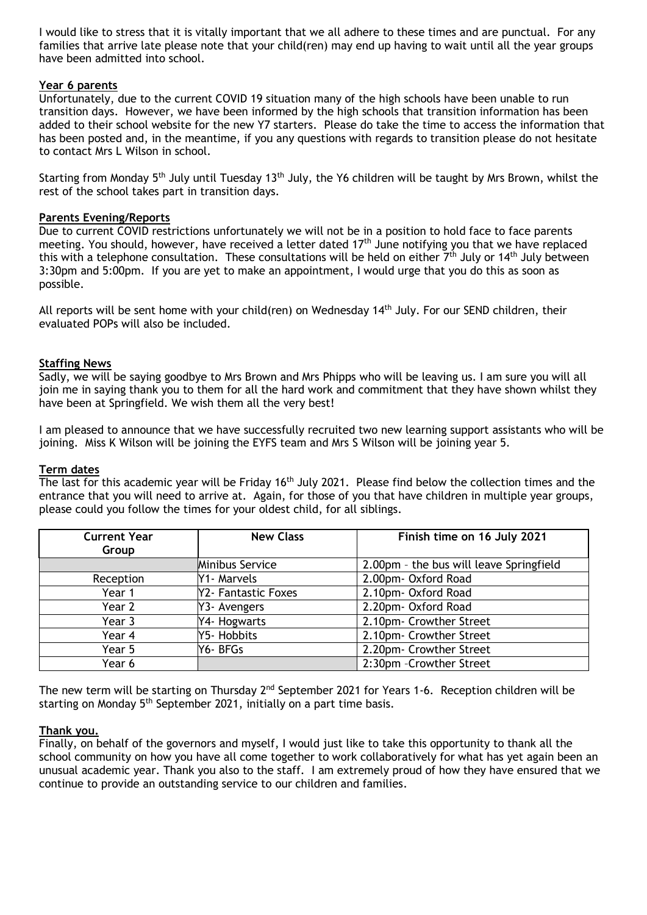I would like to stress that it is vitally important that we all adhere to these times and are punctual. For any families that arrive late please note that your child(ren) may end up having to wait until all the year groups have been admitted into school.

**Year 6 parents**

Unfortunately, due to the current COVID 19 situation many of the high schools have been unable to run transition days. However, we have been informed by the high schools that transition information has been added to their school website for the new Y7 starters. Please do take the time to access the information that has been posted and, in the meantime, if you any questions with regards to transition please do not hesitate to contact Mrs L Wilson in school.

Starting from Monday 5th July until Tuesday 13th July, the Y6 children will be taught by Mrs Brown, whilst the rest of the school takes part in transition days.

**Parents Evening/Reports**

Due to current COVID restrictions unfortunately we will not be in a position to hold face to face parents meeting. You should, however, have received a letter dated 17th June notifying you that we have replaced this with a telephone consultation. These consultations will be held on either 7th July or 14th July between 3:30pm and 5:00pm. If you are yet to make an appointment, I would urge that you do this as soon as possible.

All reports will be sent home with your child(ren) on Wednesday 14th July. For our SEND children, their evaluated POPs will also be included.

**Staffing News**

Sadly, we will be saying goodbye to Mrs Brown and Mrs Phipps who will be leaving us. I am sure you will all join me in saying thank you to them for all the hard work and commitment that they have shown whilst they have been at Springfield. We wish them all the very best!

I am pleased to announce that we have successfully recruited two new learning support assistants who will be joining. Miss K Wilson will be joining the EYFS team and Mrs S Wilson will be joining year 5.

**Term dates**

The last for this academic year will be Friday 16th July 2021. Please find below the collection times and the entrance that you will need to arrive at. Again, for those of you that have children in multiple year groups, please could you follow the times for your oldest child, for all siblings.

| Current Year Group | New Class | Finish time on 16 July 2021 |
| --- | --- | --- |
| | Minibus Service | 2.00pm – the bus will leave Springfield |
| Reception | Y1- Marvels | 2.00pm- Oxford Road |
| Year 1 | Y2- Fantastic Foxes | 2.10pm- Oxford Road |
| Year 2 | Y3- Avengers | 2.20pm- Oxford Road |
| Year 3 | Y4- Hogwarts | 2.10pm- Crowther Street |
| Year 4 | Y5- Hobbits | 2.10pm- Crowther Street |
| Year 5 | Y6- BFGs | 2.20pm- Crowther Street |
| Year 6 | | 2:30pm –Crowther Street |

The new term will be starting on Thursday 2nd September 2021 for Years 1-6. Reception children will be starting on Monday 5th September 2021, initially on a part time basis.

**Thank you.**

Finally, on behalf of the governors and myself, I would just like to take this opportunity to thank all the school community on how you have all come together to work collaboratively for what has yet again been an unusual academic year. Thank you also to the staff. I am extremely proud of how they have ensured that we continue to provide an outstanding service to our children and families.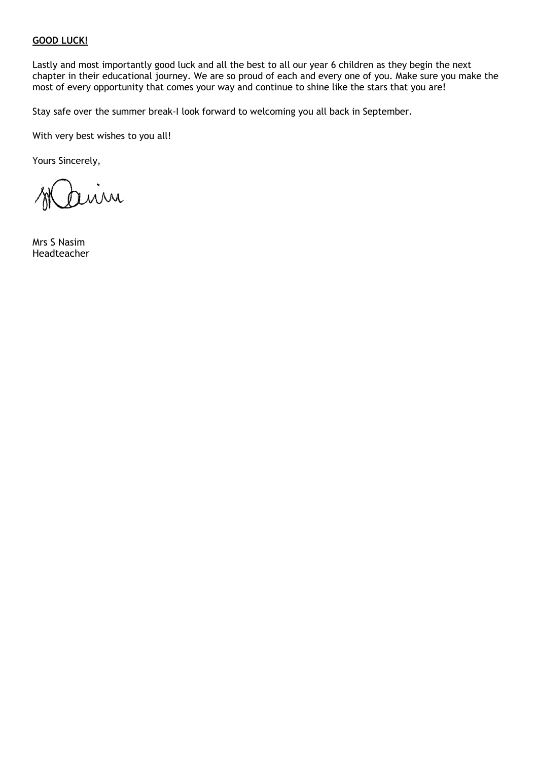**GOOD LUCK!**

Lastly and most importantly good luck and all the best to all our year 6 children as they begin the next chapter in their educational journey. We are so proud of each and every one of you. Make sure you make the most of every opportunity that comes your way and continue to shine like the stars that you are!

Stay safe over the summer break-I look forward to welcoming you all back in September.

With very best wishes to you all!

Yours Sincerely,

Mrs S Nasim
Headteacher